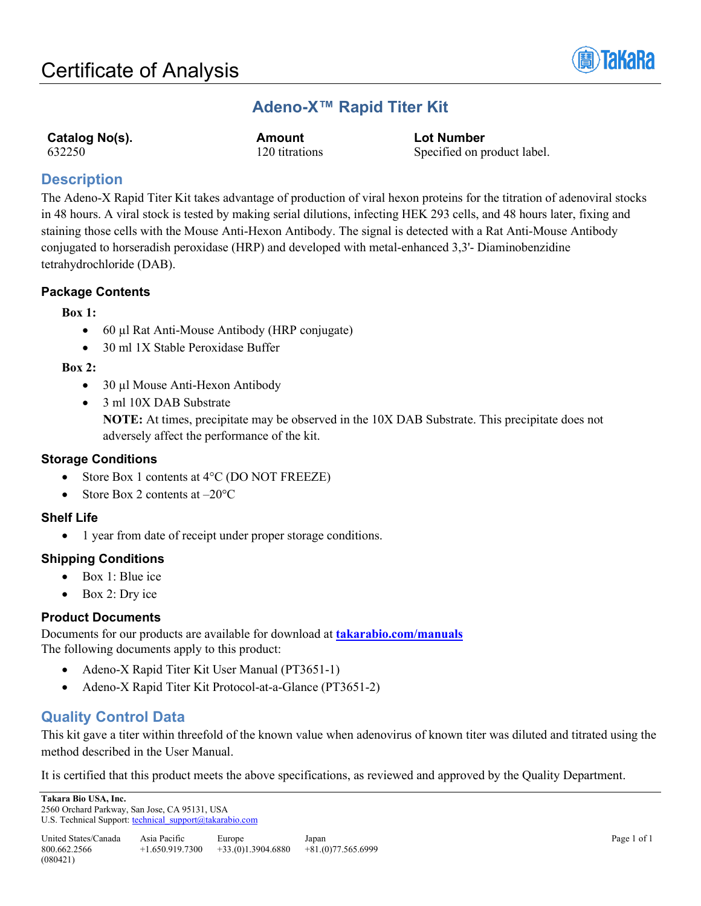# Certificate of Analysis

## Adeno-X™ Rapid Titer Kit

| Catalog No(s). | Amount | Lot Number |
| --- | --- | --- |
| 632250 | 120 titrations | Specified on product label. |

## Description

The Adeno-X Rapid Titer Kit takes advantage of production of viral hexon proteins for the titration of adenoviral stocks in 48 hours. A viral stock is tested by making serial dilutions, infecting HEK 293 cells, and 48 hours later, fixing and staining those cells with the Mouse Anti-Hexon Antibody. The signal is detected with a Rat Anti-Mouse Antibody conjugated to horseradish peroxidase (HRP) and developed with metal-enhanced 3,3'- Diaminobenzidine tetrahydrochloride (DAB).

### Package Contents

**Box 1:**

- 60 µl Rat Anti-Mouse Antibody (HRP conjugate)
- 30 ml 1X Stable Peroxidase Buffer

**Box 2:**

- 30 µl Mouse Anti-Hexon Antibody
- 3 ml 10X DAB Substrate
  **NOTE:** At times, precipitate may be observed in the 10X DAB Substrate. This precipitate does not adversely affect the performance of the kit.

### Storage Conditions

- Store Box 1 contents at 4°C (DO NOT FREEZE)
- Store Box 2 contents at –20°C

### Shelf Life

- 1 year from date of receipt under proper storage conditions.

### Shipping Conditions

- Box 1: Blue ice
- Box 2: Dry ice

### Product Documents

Documents for our products are available for download at **takarabio.com/manuals**
The following documents apply to this product:

- Adeno-X Rapid Titer Kit User Manual (PT3651-1)
- Adeno-X Rapid Titer Kit Protocol-at-a-Glance (PT3651-2)

## Quality Control Data

This kit gave a titer within threefold of the known value when adenovirus of known titer was diluted and titrated using the method described in the User Manual.

It is certified that this product meets the above specifications, as reviewed and approved by the Quality Department.

**Takara Bio USA, Inc.**
2560 Orchard Parkway, San Jose, CA 95131, USA
U.S. Technical Support: technical_support@takarabio.com

| United States/Canada | Asia Pacific | Europe | Japan |
| --- | --- | --- | --- |
| 800.662.2566 | +1.650.919.7300 | +33.(0)1.3904.6880 | +81.(0)77.565.6999 |

(080421)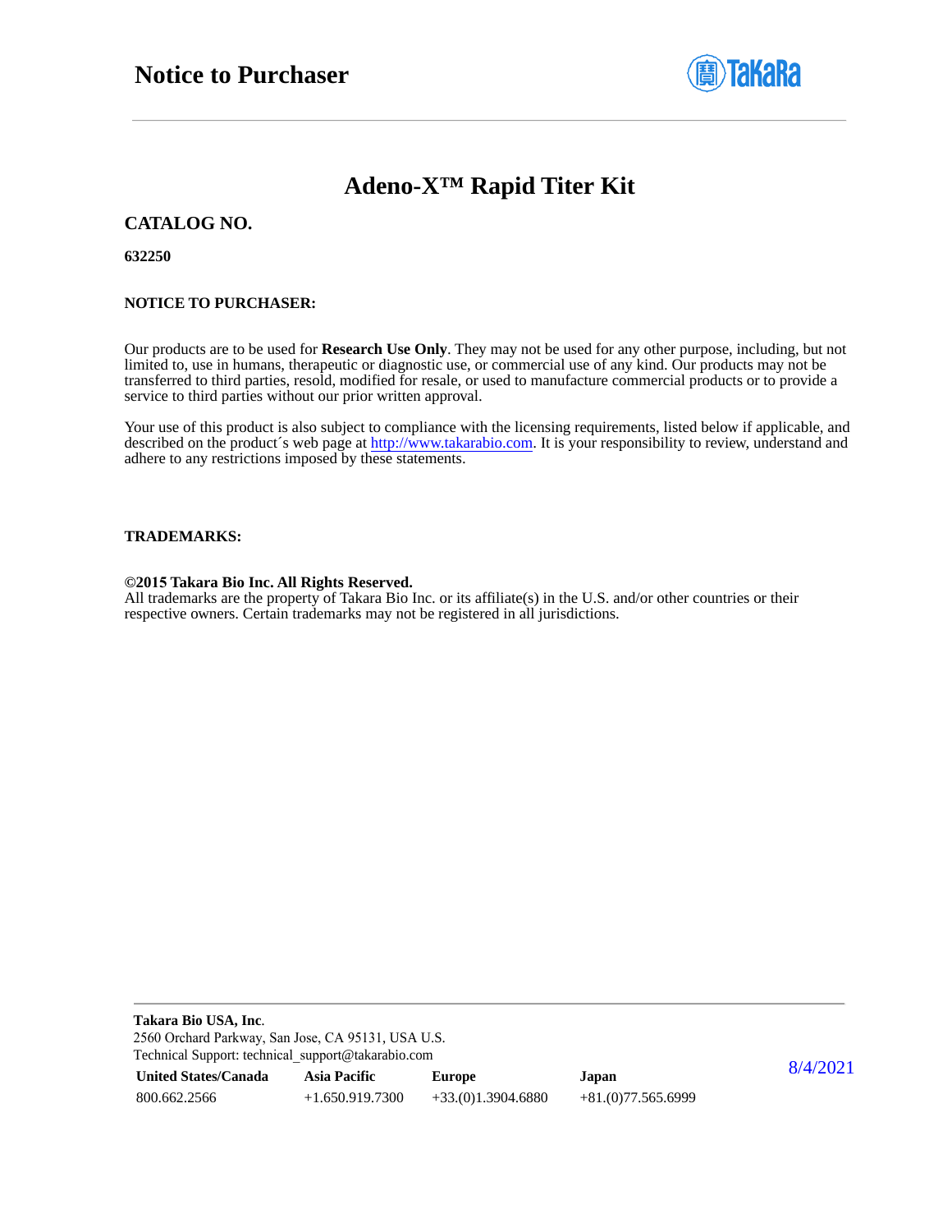# Notice to Purchaser

## Adeno-X™ Rapid Titer Kit

### CATALOG NO.

**632250**

**NOTICE TO PURCHASER:**

Our products are to be used for **Research Use Only**. They may not be used for any other purpose, including, but not limited to, use in humans, therapeutic or diagnostic use, or commercial use of any kind. Our products may not be transferred to third parties, resold, modified for resale, or used to manufacture commercial products or to provide a service to third parties without our prior written approval.

Your use of this product is also subject to compliance with the licensing requirements, listed below if applicable, and described on the product´s web page at http://www.takarabio.com. It is your responsibility to review, understand and adhere to any restrictions imposed by these statements.

**TRADEMARKS:**

**©2015 Takara Bio Inc. All Rights Reserved.**
All trademarks are the property of Takara Bio Inc. or its affiliate(s) in the U.S. and/or other countries or their respective owners. Certain trademarks may not be registered in all jurisdictions.

**Takara Bio USA, Inc**.
2560 Orchard Parkway, San Jose, CA 95131, USA U.S.
Technical Support: technical_support@takarabio.com

| United States/Canada | Asia Pacific | Europe | Japan |
| --- | --- | --- | --- |
| 800.662.2566 | +1.650.919.7300 | +33.(0)1.3904.6880 | +81.(0)77.565.6999 |

8/4/2021